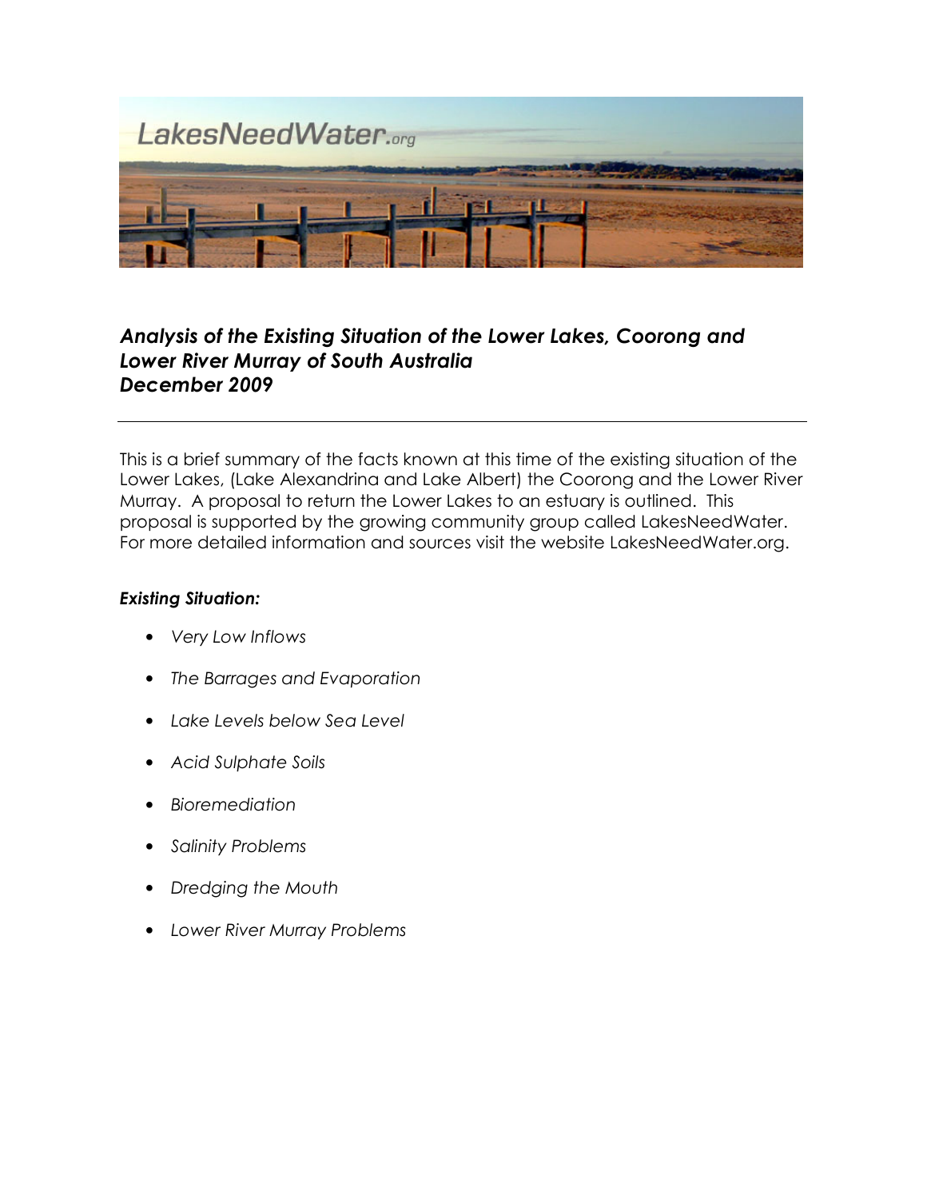# *Analysis of the Existing Situation of the Lower Lakes, Coorong and Lower River Murray of South Australia*
# *December 2009*

---

This is a brief summary of the facts known at this time of the existing situation of the Lower Lakes, (Lake Alexandrina and Lake Albert) the Coorong and the Lower River Murray. A proposal to return the Lower Lakes to an estuary is outlined. This proposal is supported by the growing community group called LakesNeedWater. For more detailed information and sources visit the website LakesNeedWater.org.

### *Existing Situation:*

- *Very Low Inflows*
- *The Barrages and Evaporation*
- *Lake Levels below Sea Level*
- *Acid Sulphate Soils*
- *Bioremediation*
- *Salinity Problems*
- *Dredging the Mouth*
- *Lower River Murray Problems*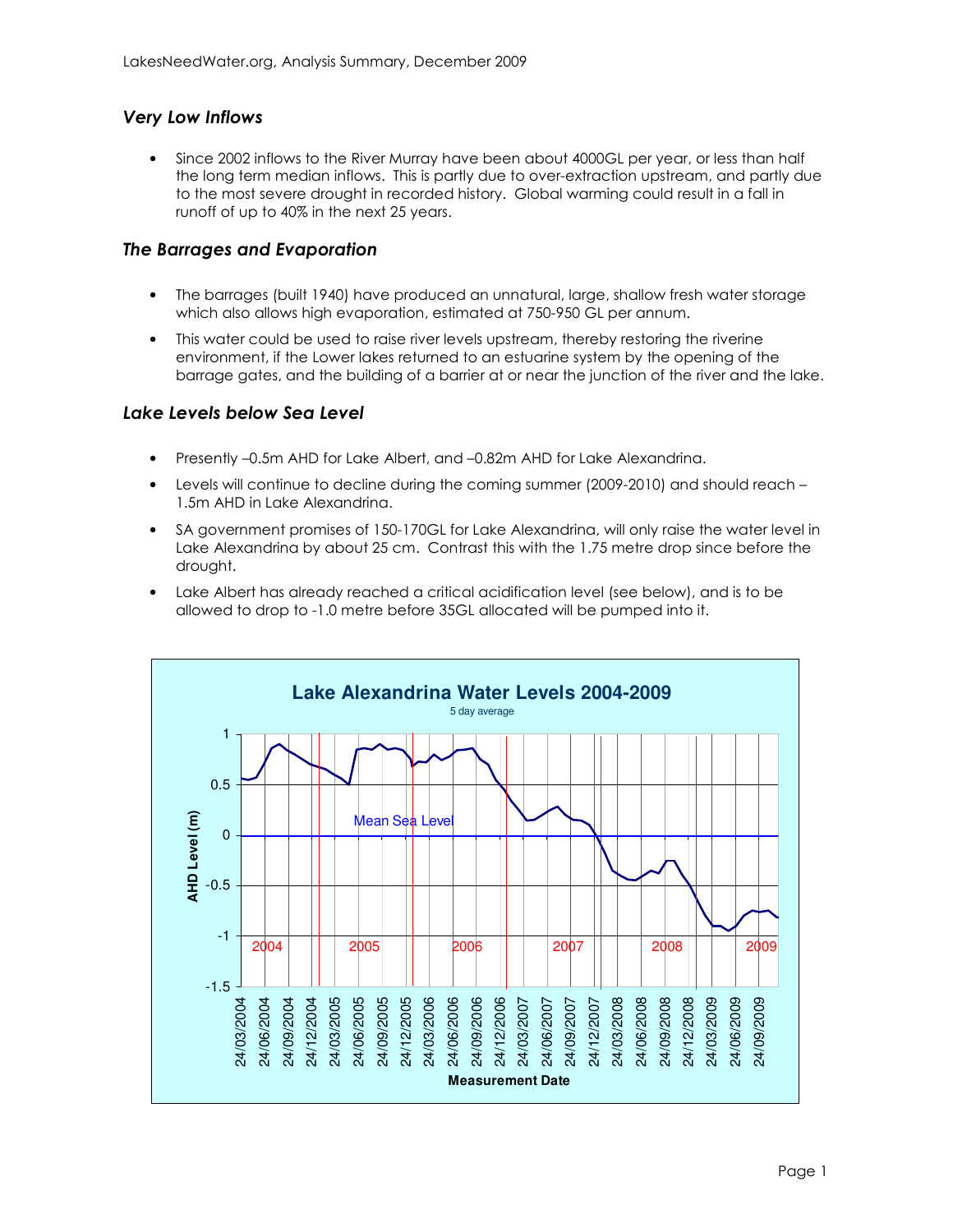## *Very Low Inflows*

- Since 2002 inflows to the River Murray have been about 4000GL per year, or less than half the long term median inflows. This is partly due to over-extraction upstream, and partly due to the most severe drought in recorded history. Global warming could result in a fall in runoff of up to 40% in the next 25 years.

## *The Barrages and Evaporation*

- The barrages (built 1940) have produced an unnatural, large, shallow fresh water storage which also allows high evaporation, estimated at 750-950 GL per annum.
- This water could be used to raise river levels upstream, thereby restoring the riverine environment, if the Lower lakes returned to an estuarine system by the opening of the barrage gates, and the building of a barrier at or near the junction of the river and the lake.

## *Lake Levels below Sea Level*

- Presently –0.5m AHD for Lake Albert, and –0.82m AHD for Lake Alexandrina.
- Levels will continue to decline during the coming summer (2009-2010) and should reach –1.5m AHD in Lake Alexandrina.
- SA government promises of 150-170GL for Lake Alexandrina, will only raise the water level in Lake Alexandrina by about 25 cm. Contrast this with the 1.75 metre drop since before the drought.
- Lake Albert has already reached a critical acidification level (see below), and is to be allowed to drop to -1.0 metre before 35GL allocated will be pumped into it.

**Lake Alexandrina Water Levels 2004-2009**

5 day average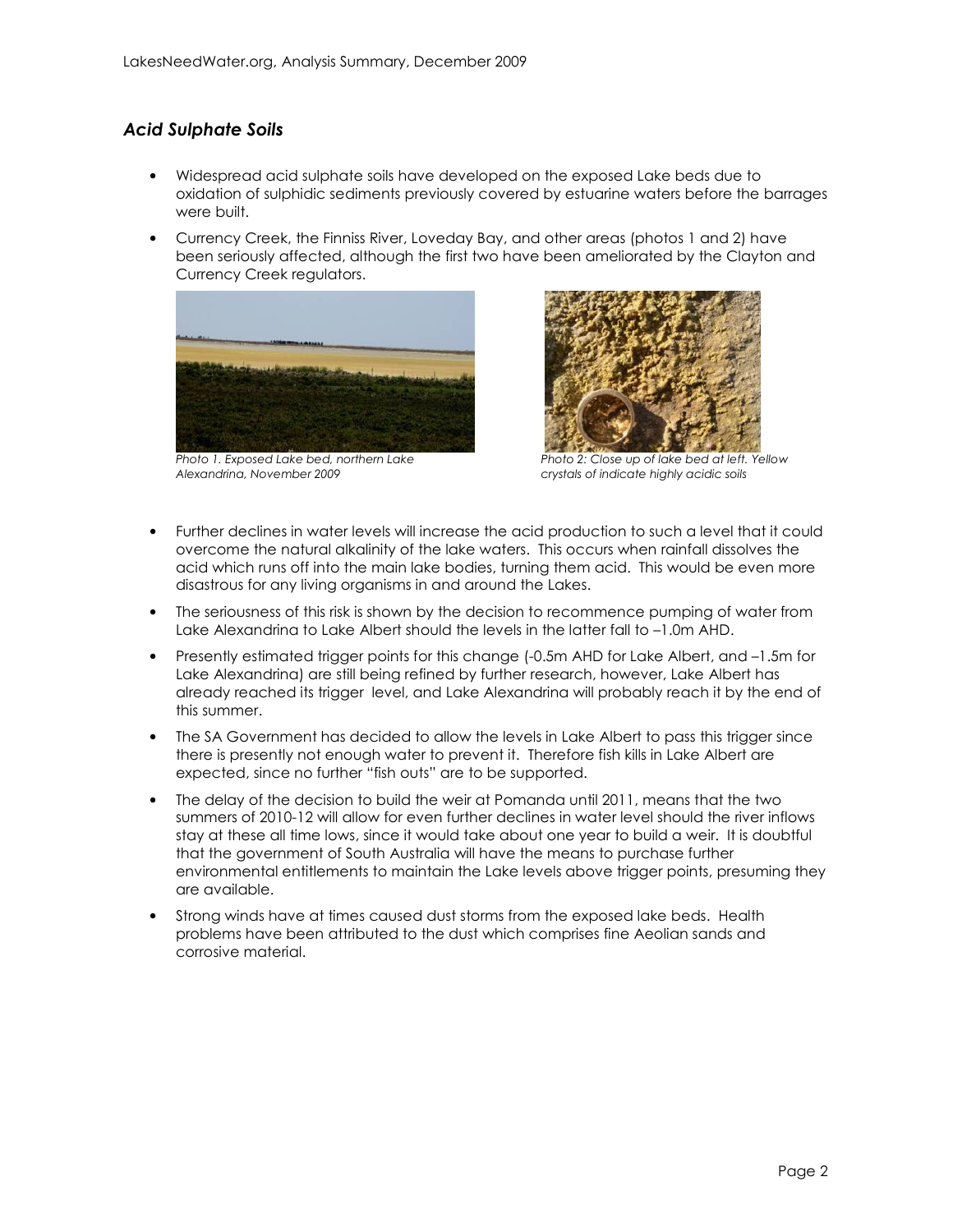## *Acid Sulphate Soils*

- Widespread acid sulphate soils have developed on the exposed Lake beds due to oxidation of sulphidic sediments previously covered by estuarine waters before the barrages were built.
- Currency Creek, the Finniss River, Loveday Bay, and other areas (photos 1 and 2) have been seriously affected, although the first two have been ameliorated by the Clayton and Currency Creek regulators.

*Photo 1. Exposed Lake bed, northern Lake Alexandrina, November 2009*

*Photo 2: Close up of lake bed at left. Yellow crystals of indicate highly acidic soils*

- Further declines in water levels will increase the acid production to such a level that it could overcome the natural alkalinity of the lake waters. This occurs when rainfall dissolves the acid which runs off into the main lake bodies, turning them acid. This would be even more disastrous for any living organisms in and around the Lakes.
- The seriousness of this risk is shown by the decision to recommence pumping of water from Lake Alexandrina to Lake Albert should the levels in the latter fall to –1.0m AHD.
- Presently estimated trigger points for this change (-0.5m AHD for Lake Albert, and –1.5m for Lake Alexandrina) are still being refined by further research, however, Lake Albert has already reached its trigger level, and Lake Alexandrina will probably reach it by the end of this summer.
- The SA Government has decided to allow the levels in Lake Albert to pass this trigger since there is presently not enough water to prevent it. Therefore fish kills in Lake Albert are expected, since no further "fish outs" are to be supported.
- The delay of the decision to build the weir at Pomanda until 2011, means that the two summers of 2010-12 will allow for even further declines in water level should the river inflows stay at these all time lows, since it would take about one year to build a weir. It is doubtful that the government of South Australia will have the means to purchase further environmental entitlements to maintain the Lake levels above trigger points, presuming they are available.
- Strong winds have at times caused dust storms from the exposed lake beds. Health problems have been attributed to the dust which comprises fine Aeolian sands and corrosive material.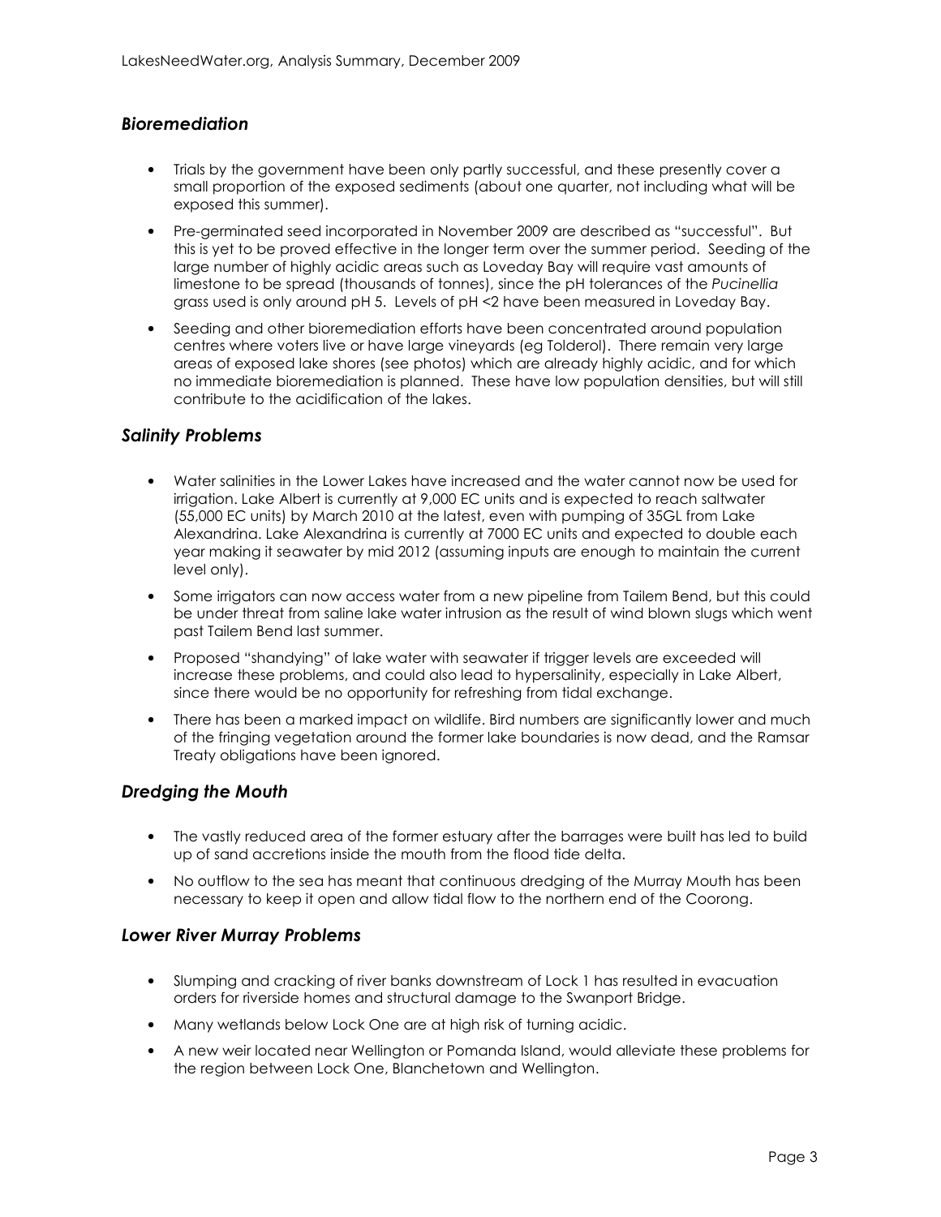### *Bioremediation*

- Trials by the government have been only partly successful, and these presently cover a small proportion of the exposed sediments (about one quarter, not including what will be exposed this summer).
- Pre-germinated seed incorporated in November 2009 are described as "successful". But this is yet to be proved effective in the longer term over the summer period. Seeding of the large number of highly acidic areas such as Loveday Bay will require vast amounts of limestone to be spread (thousands of tonnes), since the pH tolerances of the *Pucinellia* grass used is only around pH 5. Levels of pH <2 have been measured in Loveday Bay.
- Seeding and other bioremediation efforts have been concentrated around population centres where voters live or have large vineyards (eg Tolderol). There remain very large areas of exposed lake shores (see photos) which are already highly acidic, and for which no immediate bioremediation is planned. These have low population densities, but will still contribute to the acidification of the lakes.

### *Salinity Problems*

- Water salinities in the Lower Lakes have increased and the water cannot now be used for irrigation. Lake Albert is currently at 9,000 EC units and is expected to reach saltwater (55,000 EC units) by March 2010 at the latest, even with pumping of 35GL from Lake Alexandrina. Lake Alexandrina is currently at 7000 EC units and expected to double each year making it seawater by mid 2012 (assuming inputs are enough to maintain the current level only).
- Some irrigators can now access water from a new pipeline from Tailem Bend, but this could be under threat from saline lake water intrusion as the result of wind blown slugs which went past Tailem Bend last summer.
- Proposed "shandying" of lake water with seawater if trigger levels are exceeded will increase these problems, and could also lead to hypersalinity, especially in Lake Albert, since there would be no opportunity for refreshing from tidal exchange.
- There has been a marked impact on wildlife. Bird numbers are significantly lower and much of the fringing vegetation around the former lake boundaries is now dead, and the Ramsar Treaty obligations have been ignored.

### *Dredging the Mouth*

- The vastly reduced area of the former estuary after the barrages were built has led to build up of sand accretions inside the mouth from the flood tide delta.
- No outflow to the sea has meant that continuous dredging of the Murray Mouth has been necessary to keep it open and allow tidal flow to the northern end of the Coorong.

### *Lower River Murray Problems*

- Slumping and cracking of river banks downstream of Lock 1 has resulted in evacuation orders for riverside homes and structural damage to the Swanport Bridge.
- Many wetlands below Lock One are at high risk of turning acidic.
- A new weir located near Wellington or Pomanda Island, would alleviate these problems for the region between Lock One, Blanchetown and Wellington.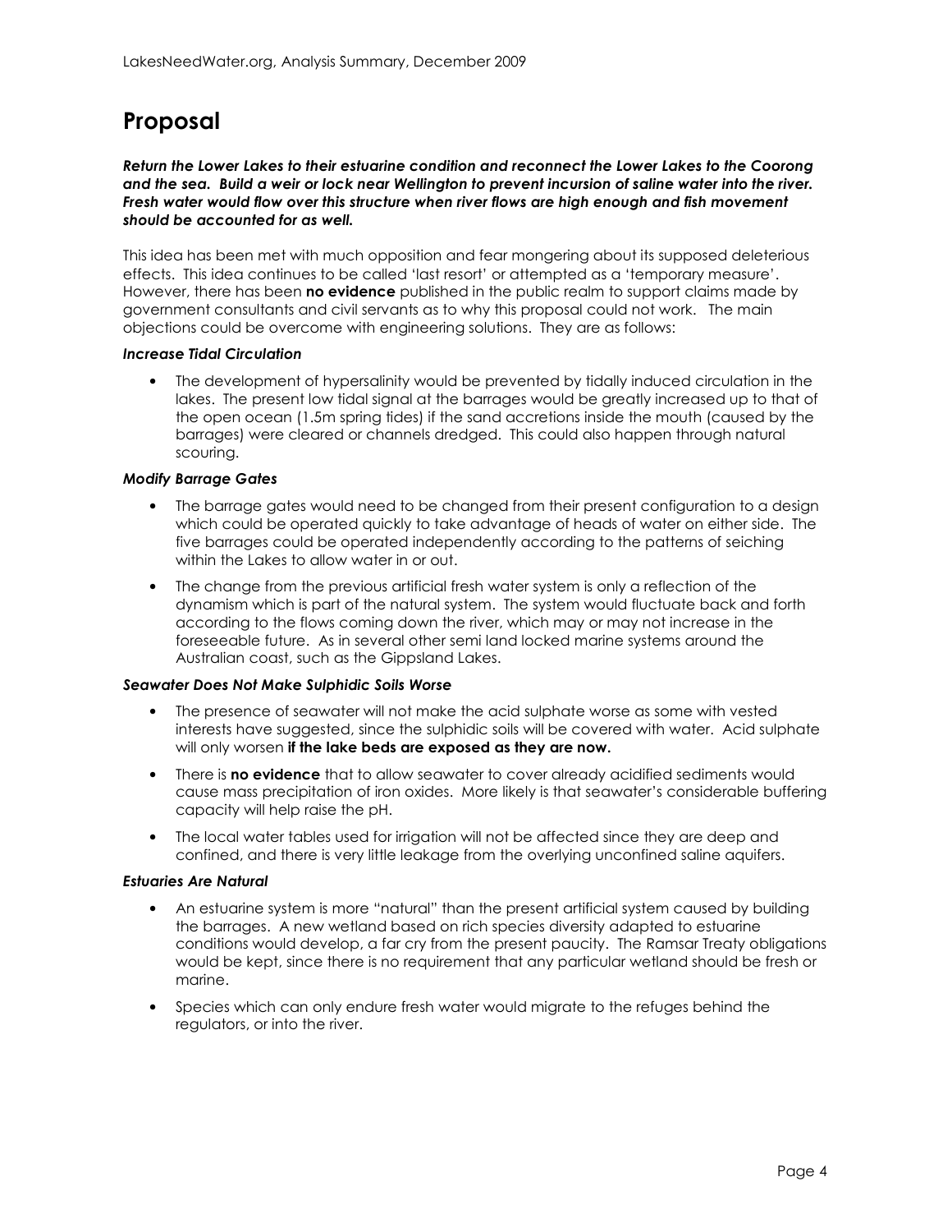## Proposal

***Return the Lower Lakes to their estuarine condition and reconnect the Lower Lakes to the Coorong and the sea. Build a weir or lock near Wellington to prevent incursion of saline water into the river. Fresh water would flow over this structure when river flows are high enough and fish movement should be accounted for as well.***

This idea has been met with much opposition and fear mongering about its supposed deleterious effects. This idea continues to be called 'last resort' or attempted as a 'temporary measure'. However, there has been **no evidence** published in the public realm to support claims made by government consultants and civil servants as to why this proposal could not work. The main objections could be overcome with engineering solutions. They are as follows:

***Increase Tidal Circulation***

- The development of hypersalinity would be prevented by tidally induced circulation in the lakes. The present low tidal signal at the barrages would be greatly increased up to that of the open ocean (1.5m spring tides) if the sand accretions inside the mouth (caused by the barrages) were cleared or channels dredged. This could also happen through natural scouring.

***Modify Barrage Gates***

- The barrage gates would need to be changed from their present configuration to a design which could be operated quickly to take advantage of heads of water on either side. The five barrages could be operated independently according to the patterns of seiching within the Lakes to allow water in or out.
- The change from the previous artificial fresh water system is only a reflection of the dynamism which is part of the natural system. The system would fluctuate back and forth according to the flows coming down the river, which may or may not increase in the foreseeable future. As in several other semi land locked marine systems around the Australian coast, such as the Gippsland Lakes.

***Seawater Does Not Make Sulphidic Soils Worse***

- The presence of seawater will not make the acid sulphate worse as some with vested interests have suggested, since the sulphidic soils will be covered with water. Acid sulphate will only worsen **if the lake beds are exposed as they are now.**
- There is **no evidence** that to allow seawater to cover already acidified sediments would cause mass precipitation of iron oxides. More likely is that seawater's considerable buffering capacity will help raise the pH.
- The local water tables used for irrigation will not be affected since they are deep and confined, and there is very little leakage from the overlying unconfined saline aquifers.

***Estuaries Are Natural***

- An estuarine system is more "natural" than the present artificial system caused by building the barrages. A new wetland based on rich species diversity adapted to estuarine conditions would develop, a far cry from the present paucity. The Ramsar Treaty obligations would be kept, since there is no requirement that any particular wetland should be fresh or marine.
- Species which can only endure fresh water would migrate to the refuges behind the regulators, or into the river.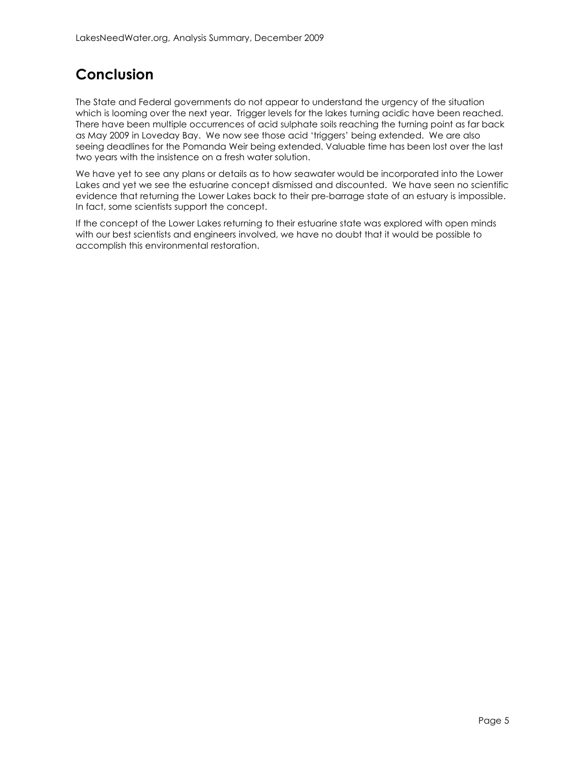## Conclusion

The State and Federal governments do not appear to understand the urgency of the situation which is looming over the next year. Trigger levels for the lakes turning acidic have been reached. There have been multiple occurrences of acid sulphate soils reaching the turning point as far back as May 2009 in Loveday Bay. We now see those acid 'triggers' being extended. We are also seeing deadlines for the Pomanda Weir being extended. Valuable time has been lost over the last two years with the insistence on a fresh water solution.

We have yet to see any plans or details as to how seawater would be incorporated into the Lower Lakes and yet we see the estuarine concept dismissed and discounted. We have seen no scientific evidence that returning the Lower Lakes back to their pre-barrage state of an estuary is impossible. In fact, some scientists support the concept.

If the concept of the Lower Lakes returning to their estuarine state was explored with open minds with our best scientists and engineers involved, we have no doubt that it would be possible to accomplish this environmental restoration.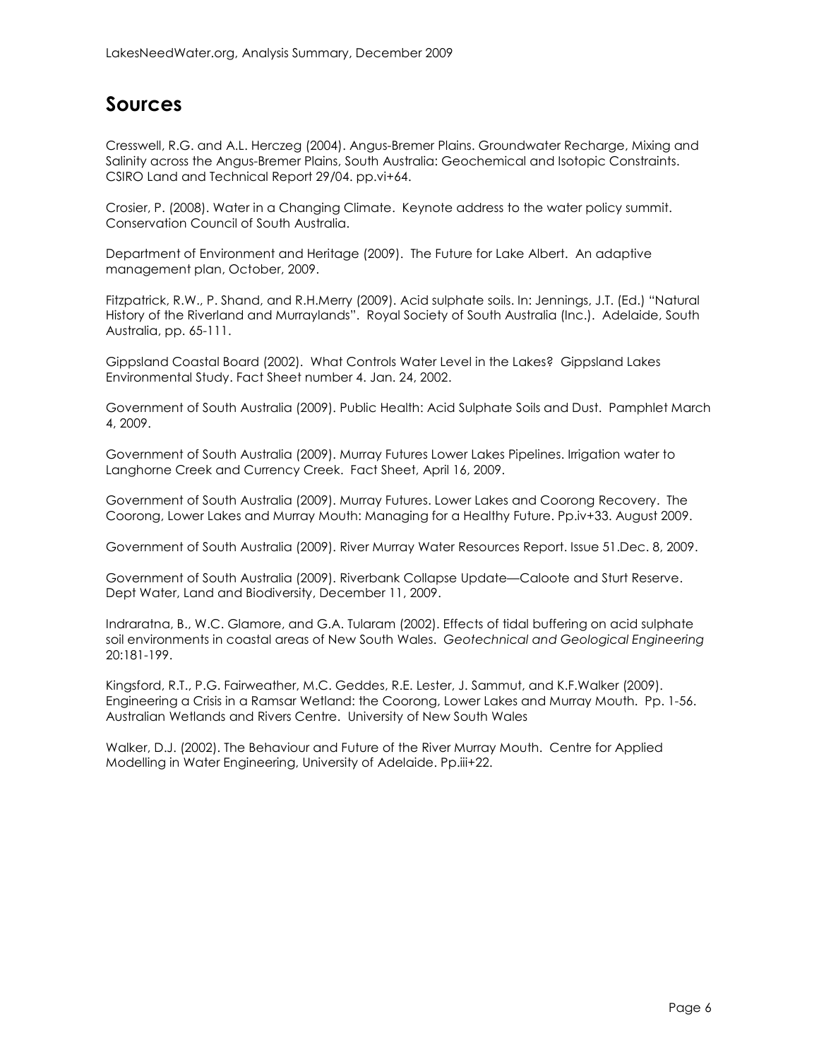## Sources

Cresswell, R.G. and A.L. Herczeg (2004). Angus-Bremer Plains. Groundwater Recharge, Mixing and Salinity across the Angus-Bremer Plains, South Australia: Geochemical and Isotopic Constraints. CSIRO Land and Technical Report 29/04. pp.vi+64.

Crosier, P. (2008). Water in a Changing Climate. Keynote address to the water policy summit. Conservation Council of South Australia.

Department of Environment and Heritage (2009). The Future for Lake Albert. An adaptive management plan, October, 2009.

Fitzpatrick, R.W., P. Shand, and R.H.Merry (2009). Acid sulphate soils. In: Jennings, J.T. (Ed.) "Natural History of the Riverland and Murraylands". Royal Society of South Australia (Inc.). Adelaide, South Australia, pp. 65-111.

Gippsland Coastal Board (2002). What Controls Water Level in the Lakes? Gippsland Lakes Environmental Study. Fact Sheet number 4. Jan. 24, 2002.

Government of South Australia (2009). Public Health: Acid Sulphate Soils and Dust. Pamphlet March 4, 2009.

Government of South Australia (2009). Murray Futures Lower Lakes Pipelines. Irrigation water to Langhorne Creek and Currency Creek. Fact Sheet, April 16, 2009.

Government of South Australia (2009). Murray Futures. Lower Lakes and Coorong Recovery. The Coorong, Lower Lakes and Murray Mouth: Managing for a Healthy Future. Pp.iv+33. August 2009.

Government of South Australia (2009). River Murray Water Resources Report. Issue 51.Dec. 8, 2009.

Government of South Australia (2009). Riverbank Collapse Update—Caloote and Sturt Reserve. Dept Water, Land and Biodiversity, December 11, 2009.

Indraratna, B., W.C. Glamore, and G.A. Tularam (2002). Effects of tidal buffering on acid sulphate soil environments in coastal areas of New South Wales. *Geotechnical and Geological Engineering* 20:181-199.

Kingsford, R.T., P.G. Fairweather, M.C. Geddes, R.E. Lester, J. Sammut, and K.F.Walker (2009). Engineering a Crisis in a Ramsar Wetland: the Coorong, Lower Lakes and Murray Mouth. Pp. 1-56. Australian Wetlands and Rivers Centre. University of New South Wales

Walker, D.J. (2002). The Behaviour and Future of the River Murray Mouth. Centre for Applied Modelling in Water Engineering, University of Adelaide. Pp.iii+22.